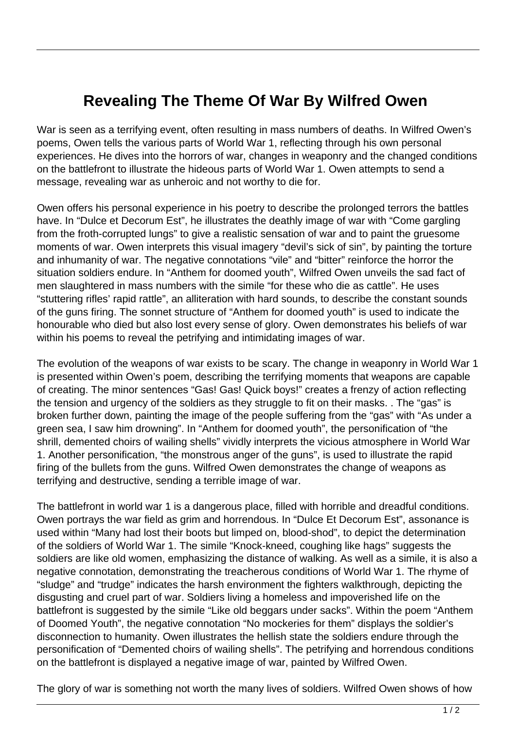# Revealing The Theme Of War By Wilfred Owen

War is seen as a terrifying event, often resulting in mass numbers of deaths. In Wilfred Owen's poems, Owen tells the various parts of World War 1, reflecting through his own personal experiences. He dives into the horrors of war, changes in weaponry and the changed conditions on the battlefront to illustrate the hideous parts of World War 1. Owen attempts to send a message, revealing war as unheroic and not worthy to die for.

Owen offers his personal experience in his poetry to describe the prolonged terrors the battles have. In "Dulce et Decorum Est", he illustrates the deathly image of war with "Come gargling from the froth-corrupted lungs" to give a realistic sensation of war and to paint the gruesome moments of war. Owen interprets this visual imagery "devil's sick of sin", by painting the torture and inhumanity of war. The negative connotations "vile" and "bitter" reinforce the horror the situation soldiers endure. In "Anthem for doomed youth", Wilfred Owen unveils the sad fact of men slaughtered in mass numbers with the simile "for these who die as cattle". He uses "stuttering rifles' rapid rattle", an alliteration with hard sounds, to describe the constant sounds of the guns firing. The sonnet structure of "Anthem for doomed youth" is used to indicate the honourable who died but also lost every sense of glory. Owen demonstrates his beliefs of war within his poems to reveal the petrifying and intimidating images of war.

The evolution of the weapons of war exists to be scary. The change in weaponry in World War 1 is presented within Owen's poem, describing the terrifying moments that weapons are capable of creating. The minor sentences "Gas! Gas! Quick boys!" creates a frenzy of action reflecting the tension and urgency of the soldiers as they struggle to fit on their masks. . The "gas" is broken further down, painting the image of the people suffering from the "gas" with "As under a green sea, I saw him drowning". In "Anthem for doomed youth", the personification of "the shrill, demented choirs of wailing shells" vividly interprets the vicious atmosphere in World War 1. Another personification, "the monstrous anger of the guns", is used to illustrate the rapid firing of the bullets from the guns. Wilfred Owen demonstrates the change of weapons as terrifying and destructive, sending a terrible image of war.

The battlefront in world war 1 is a dangerous place, filled with horrible and dreadful conditions. Owen portrays the war field as grim and horrendous. In "Dulce Et Decorum Est", assonance is used within "Many had lost their boots but limped on, blood-shod", to depict the determination of the soldiers of World War 1. The simile "Knock-kneed, coughing like hags" suggests the soldiers are like old women, emphasizing the distance of walking. As well as a simile, it is also a negative connotation, demonstrating the treacherous conditions of World War 1. The rhyme of "sludge" and "trudge" indicates the harsh environment the fighters walkthrough, depicting the disgusting and cruel part of war. Soldiers living a homeless and impoverished life on the battlefront is suggested by the simile "Like old beggars under sacks". Within the poem "Anthem of Doomed Youth", the negative connotation "No mockeries for them" displays the soldier's disconnection to humanity. Owen illustrates the hellish state the soldiers endure through the personification of "Demented choirs of wailing shells". The petrifying and horrendous conditions on the battlefront is displayed a negative image of war, painted by Wilfred Owen.

The glory of war is something not worth the many lives of soldiers. Wilfred Owen shows of how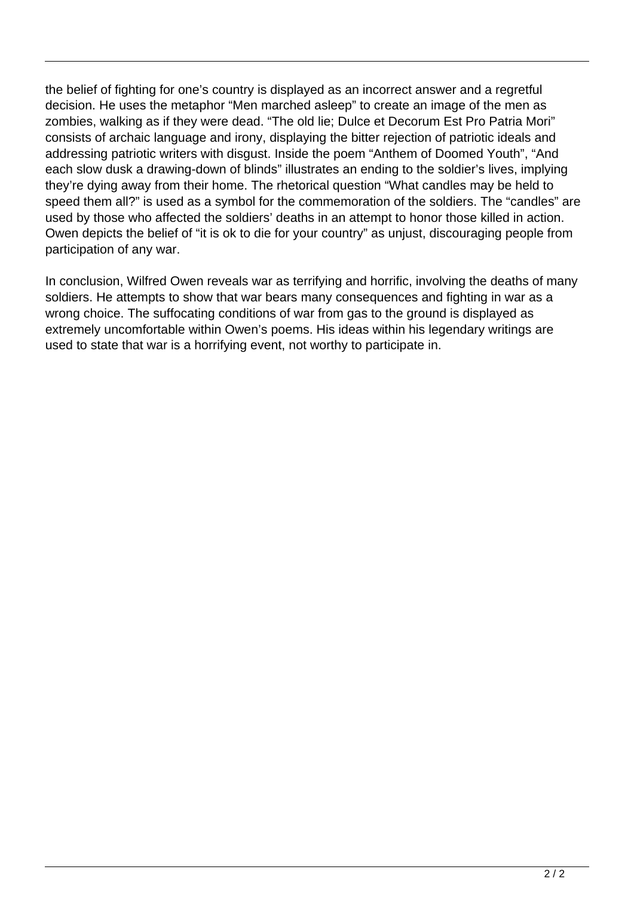the belief of fighting for one's country is displayed as an incorrect answer and a regretful decision. He uses the metaphor "Men marched asleep" to create an image of the men as zombies, walking as if they were dead. "The old lie; Dulce et Decorum Est Pro Patria Mori" consists of archaic language and irony, displaying the bitter rejection of patriotic ideals and addressing patriotic writers with disgust. Inside the poem "Anthem of Doomed Youth", "And each slow dusk a drawing-down of blinds" illustrates an ending to the soldier's lives, implying they're dying away from their home. The rhetorical question "What candles may be held to speed them all?" is used as a symbol for the commemoration of the soldiers. The "candles" are used by those who affected the soldiers' deaths in an attempt to honor those killed in action. Owen depicts the belief of "it is ok to die for your country" as unjust, discouraging people from participation of any war.

In conclusion, Wilfred Owen reveals war as terrifying and horrific, involving the deaths of many soldiers. He attempts to show that war bears many consequences and fighting in war as a wrong choice. The suffocating conditions of war from gas to the ground is displayed as extremely uncomfortable within Owen's poems. His ideas within his legendary writings are used to state that war is a horrifying event, not worthy to participate in.